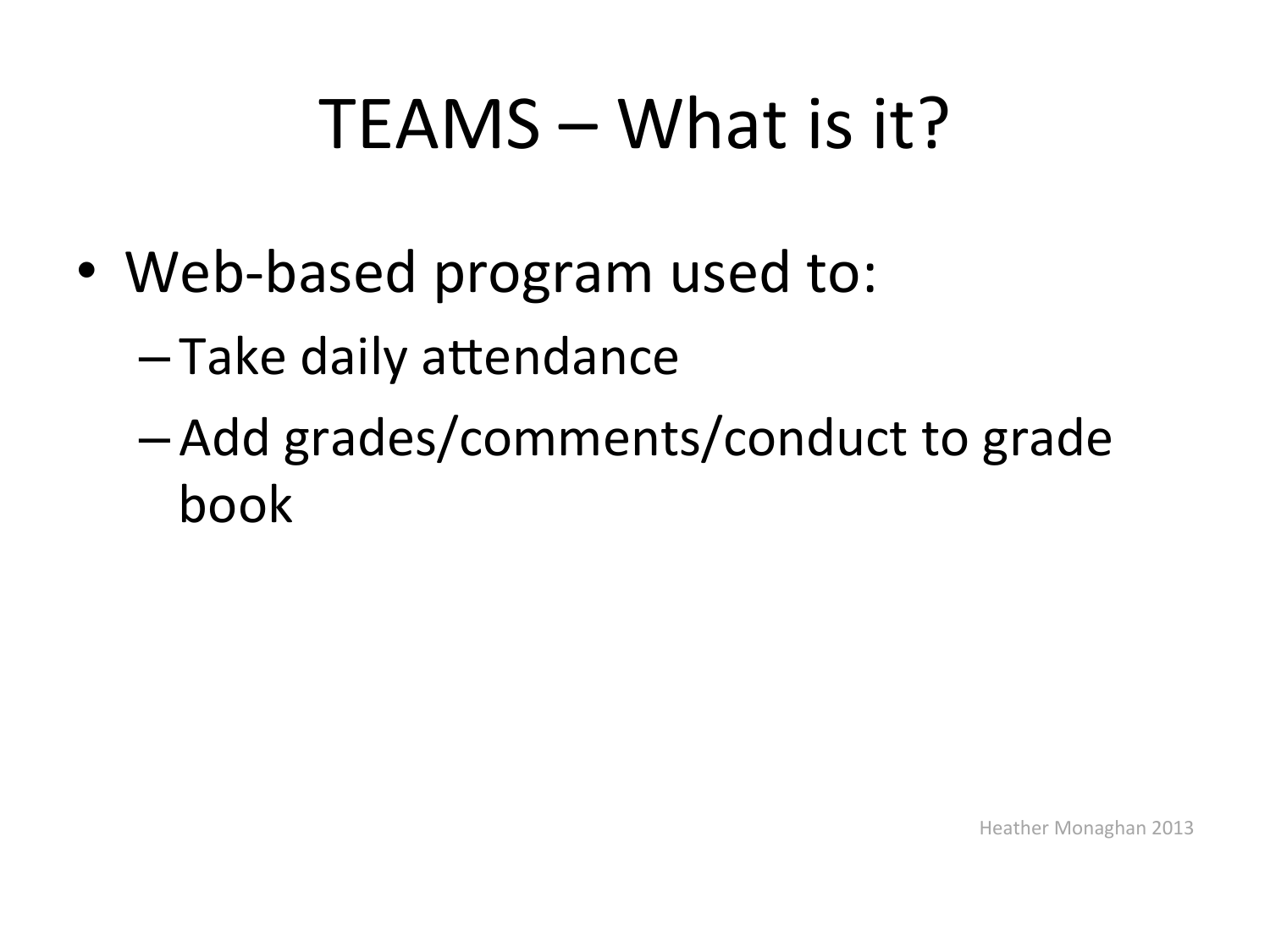# TEAMS – What is it?

- Web-based program used to:
  - Take daily attendance
  - Add grades/comments/conduct to grade book

Heather Monaghan 2013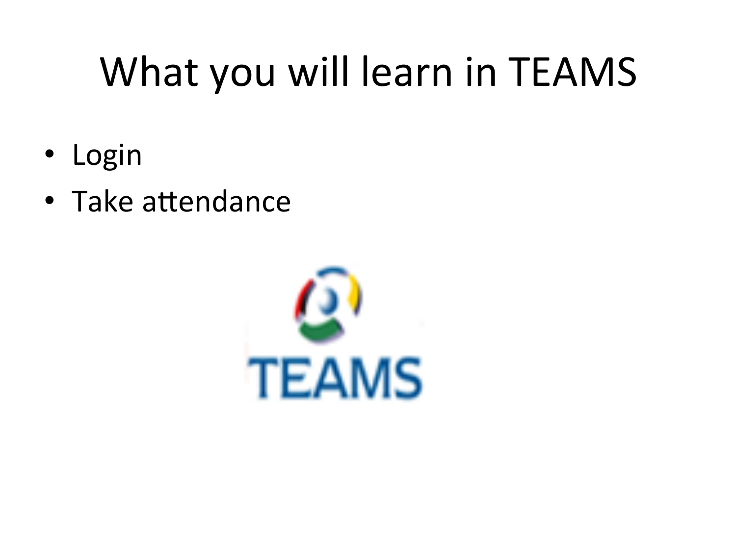# What you will learn in TEAMS

- Login
- Take attendance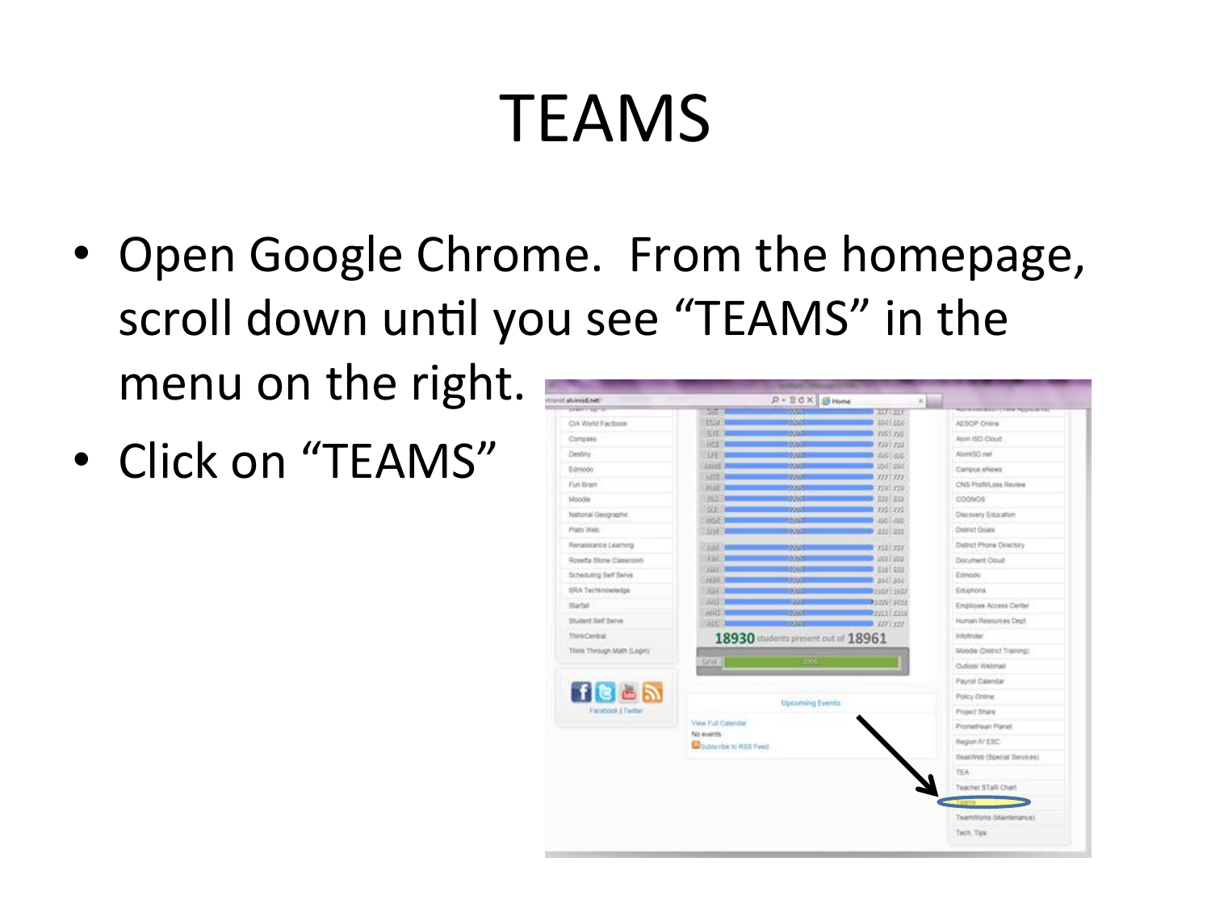# TEAMS

- Open Google Chrome. From the homepage, scroll down until you see "TEAMS" in the menu on the right.
- Click on "TEAMS"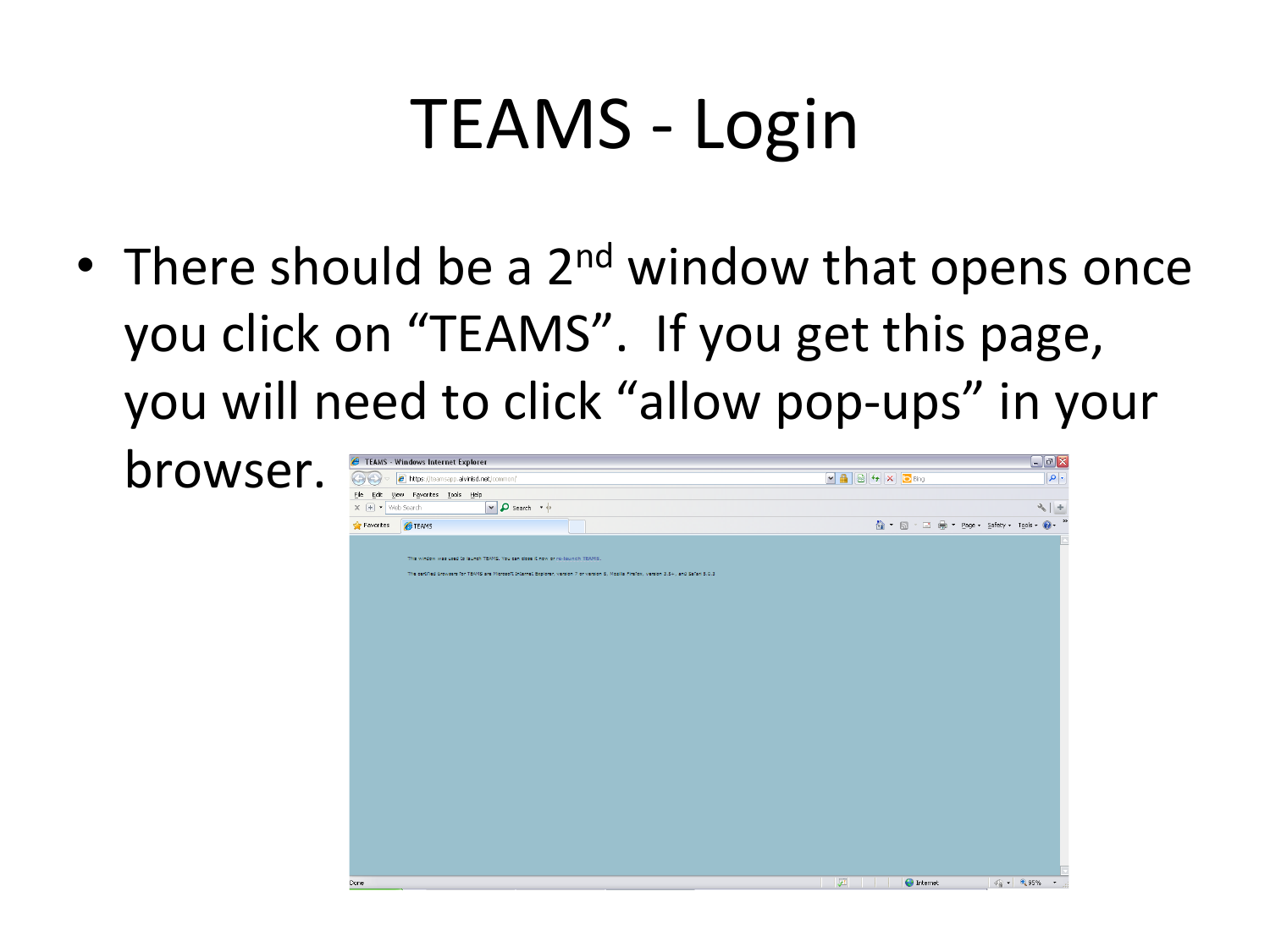# TEAMS - Login

- There should be a 2nd window that opens once you click on "TEAMS". If you get this page, you will need to click "allow pop-ups" in your browser.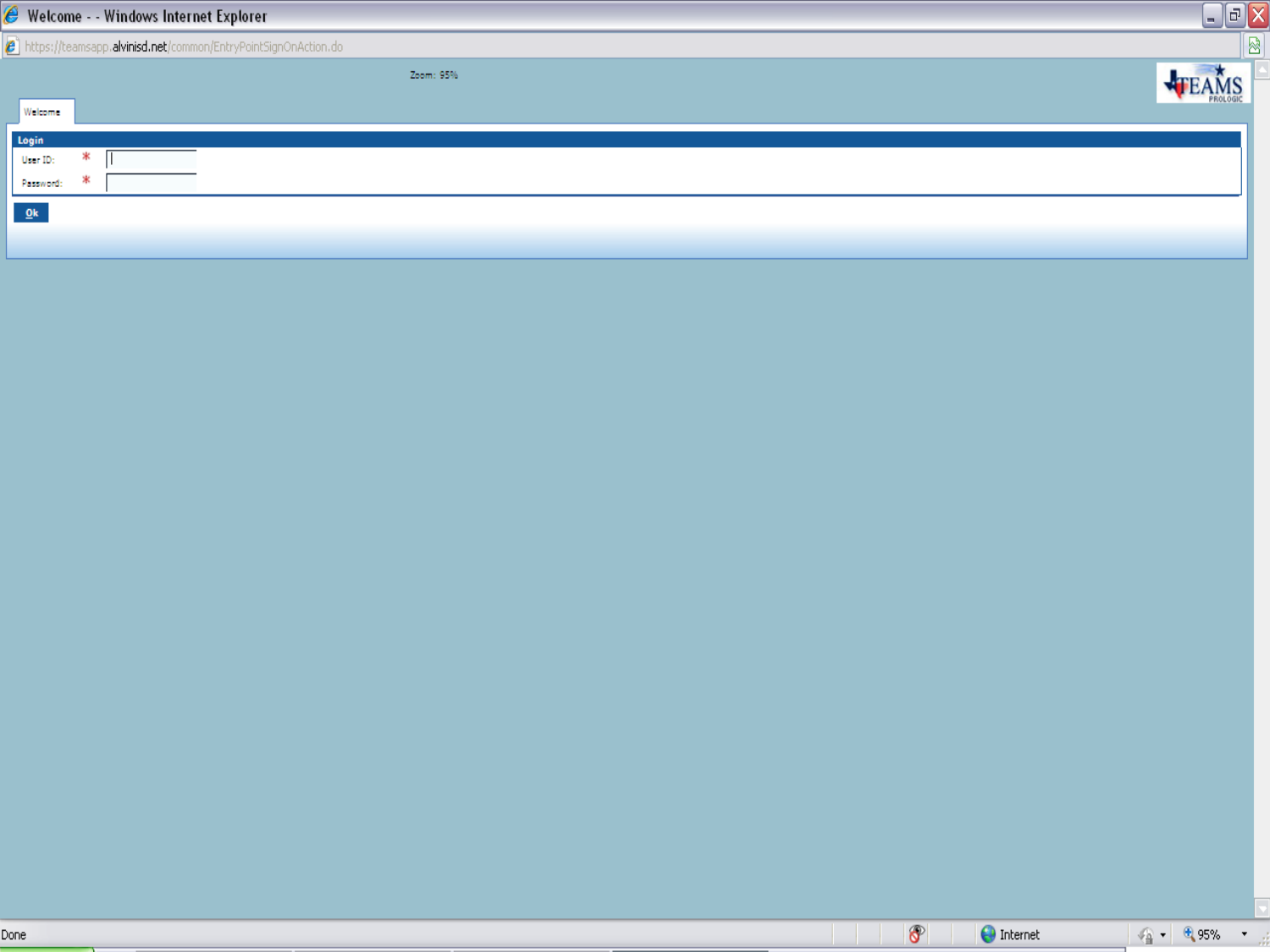Welcome - - Windows Internet Explorer

https://teamsapp.alvinisd.net/common/EntryPointSignOnAction.do

Zoom: 95%

TEAMS PROLOGIC

Welcome

**Login**

User ID: *

Password: *

Ok

Done

Internet

95%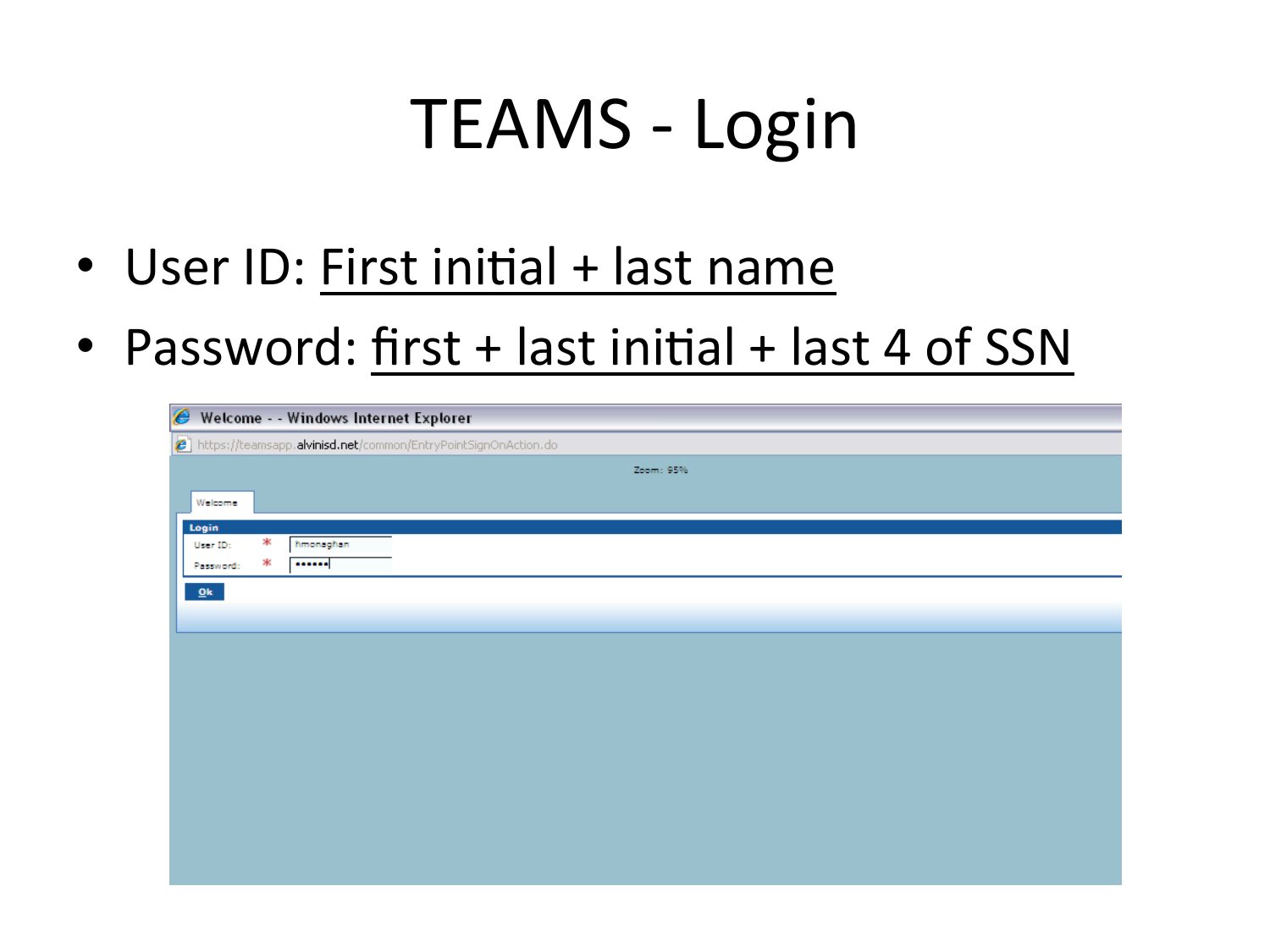# TEAMS - Login

- User ID: First initial + last name
- Password: first + last initial + last 4 of SSN

Welcome - - Windows Internet Explorer

https://teamsapp.alvinisd.net/common/EntryPointSignOnAction.do

Zoom: 95%

Welcome

**Login**

User ID: * fmonaghan

Password: * ••••••

Ok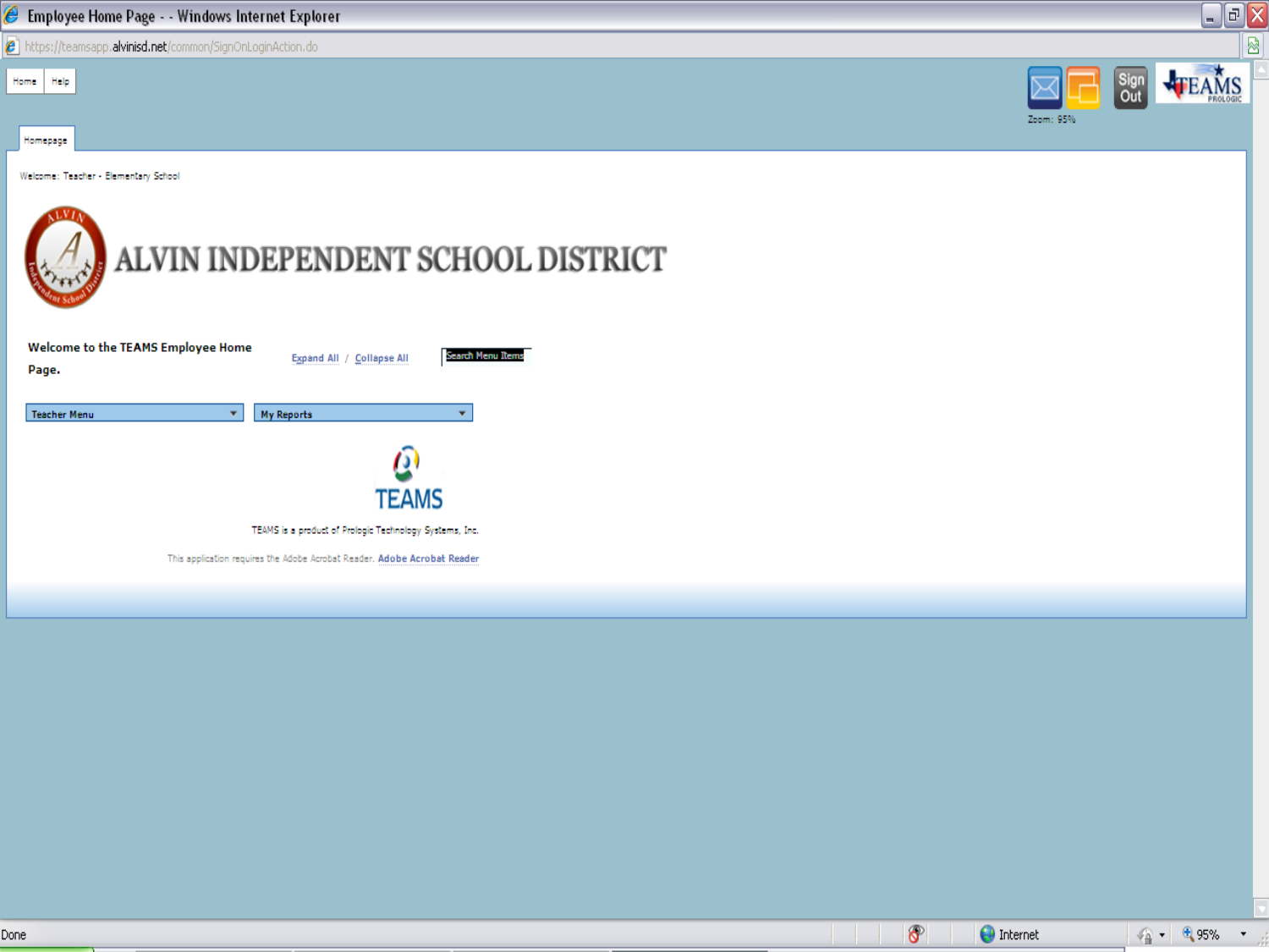Employee Home Page - - Windows Internet Explorer

https://teamsapp.alvinisd.net/common/SignOnLoginAction.do

Home | Help

Sign Out

Zoom: 95%

Homepage

Welcome: Teacher - Elementary School

# ALVIN INDEPENDENT SCHOOL DISTRICT

**Welcome to the TEAMS Employee Home Page.**

Expand All / Collapse All

Search Menu Items

Teacher Menu

My Reports

TEAMS

TEAMS is a product of Prologic Technology Systems, Inc.

This application requires the Adobe Acrobat Reader. Adobe Acrobat Reader

Done

Internet

95%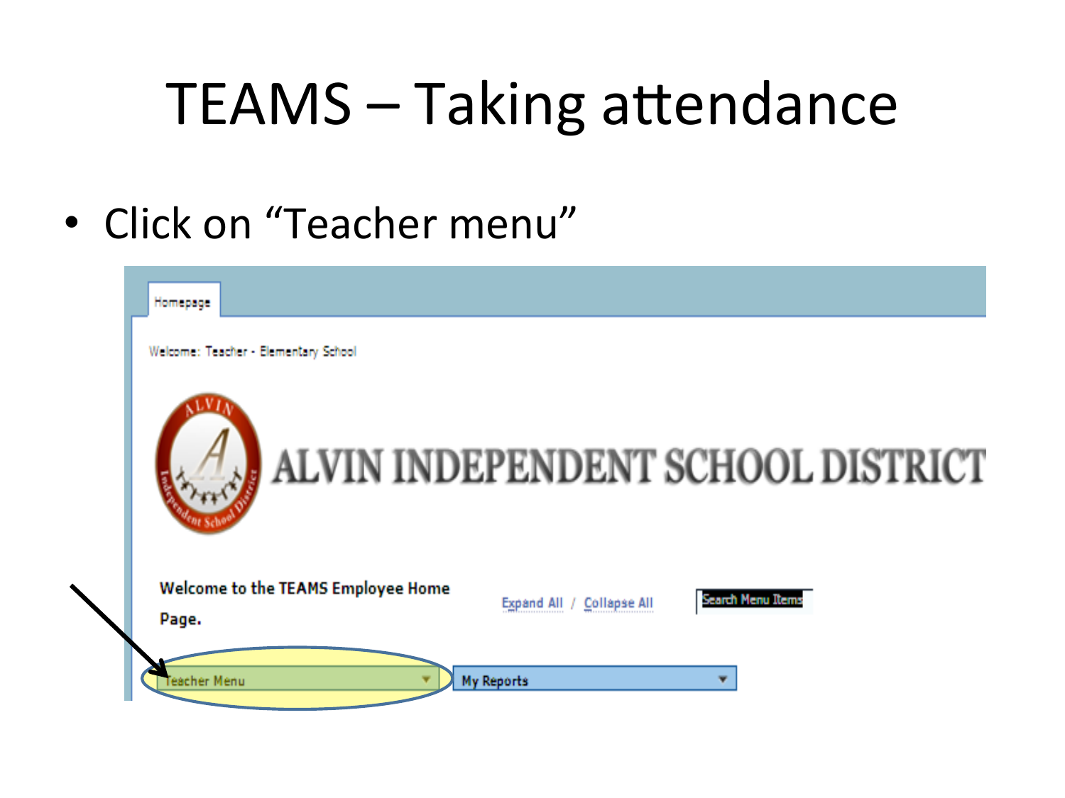# TEAMS – Taking attendance

- Click on "Teacher menu"

Homepage

Welcome: Teacher - Elementary School

ALVIN INDEPENDENT SCHOOL DISTRICT

Welcome to the TEAMS Employee Home Page.

Expand All / Collapse All

Search Menu Items

Teacher Menu

My Reports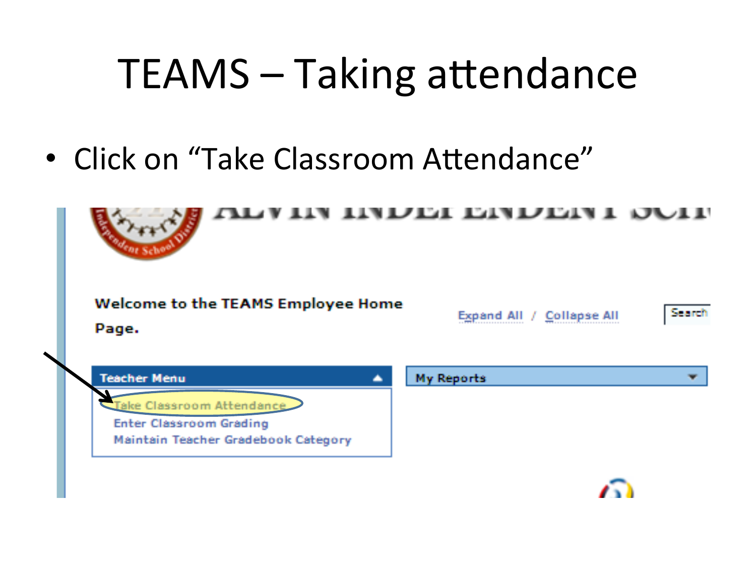# TEAMS – Taking attendance

- Click on "Take Classroom Attendance"

Welcome to the TEAMS Employee Home Page.

Expand All / Collapse All

Search

**Teacher Menu**

- Take Classroom Attendance
- Enter Classroom Grading
- Maintain Teacher Gradebook Category

**My Reports**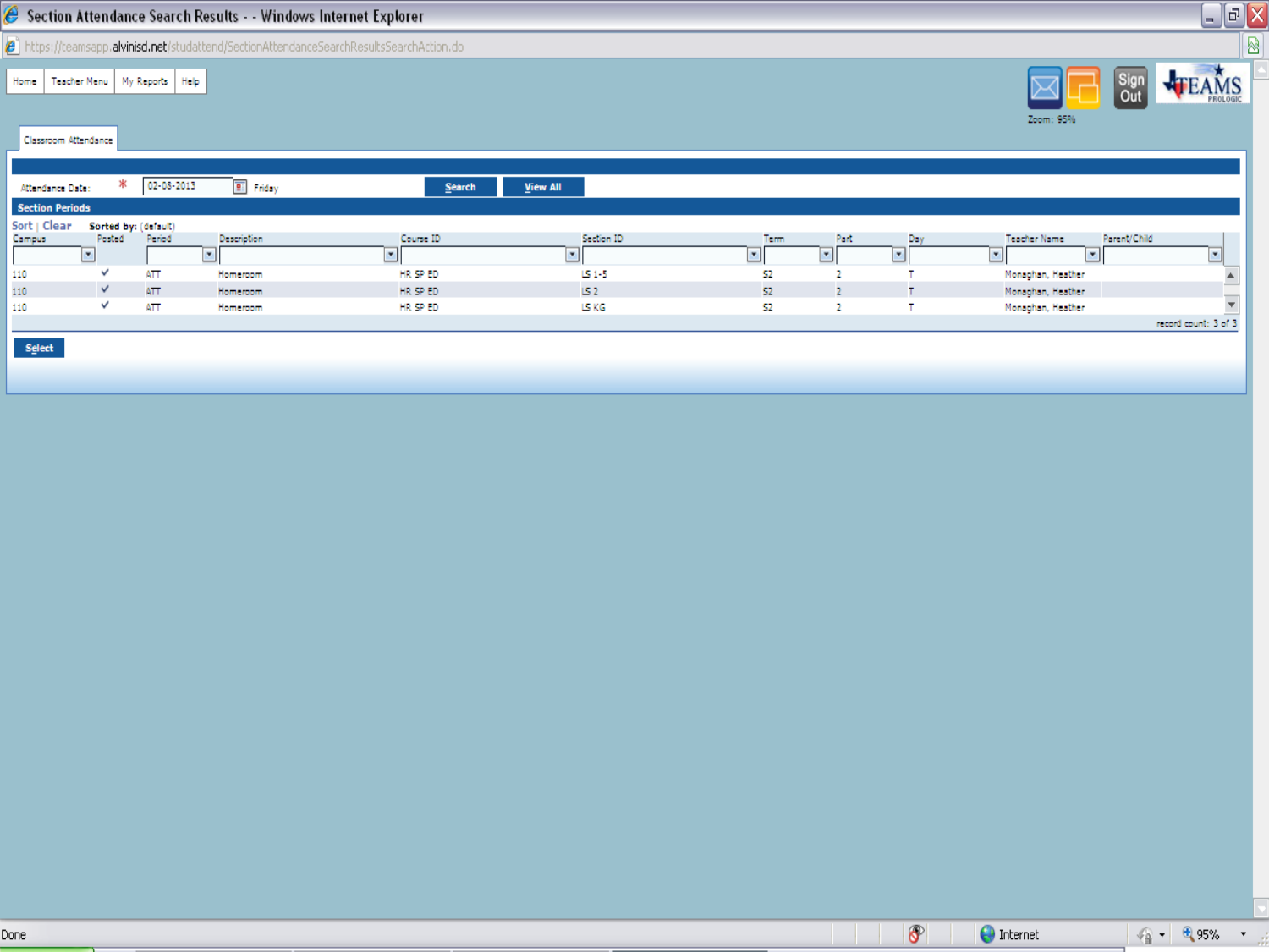Section Attendance Search Results - - Windows Internet Explorer

https://teamsapp.alvinisd.net/studattend/SectionAttendanceSearchResultsSearchAction.do

Home | Teacher Menu | My Reports | Help

Sign Out

Zoom: 95%

Classroom Attendance

Attendance Date: * 02-08-2013 Friday

Search | View All

**Section Periods**

Sort | Clear **Sorted by:** (default)

| Campus | Posted | Period | Description | Course ID | Section ID | Term | Part | Day | Teacher Name | Parent/Child |
|---|---|---|---|---|---|---|---|---|---|---|
| 110 | ✓ | ATT | Homeroom | HR SP ED | LS 1-5 | S2 | 2 | T | Monaghan, Heather | |
| 110 | ✓ | ATT | Homeroom | HR SP ED | LS 2 | S2 | 2 | T | Monaghan, Heather | |
| 110 | ✓ | ATT | Homeroom | HR SP ED | LS KG | S2 | 2 | T | Monaghan, Heather | |

record count: 3 of 3

Select

Done | Internet | 95%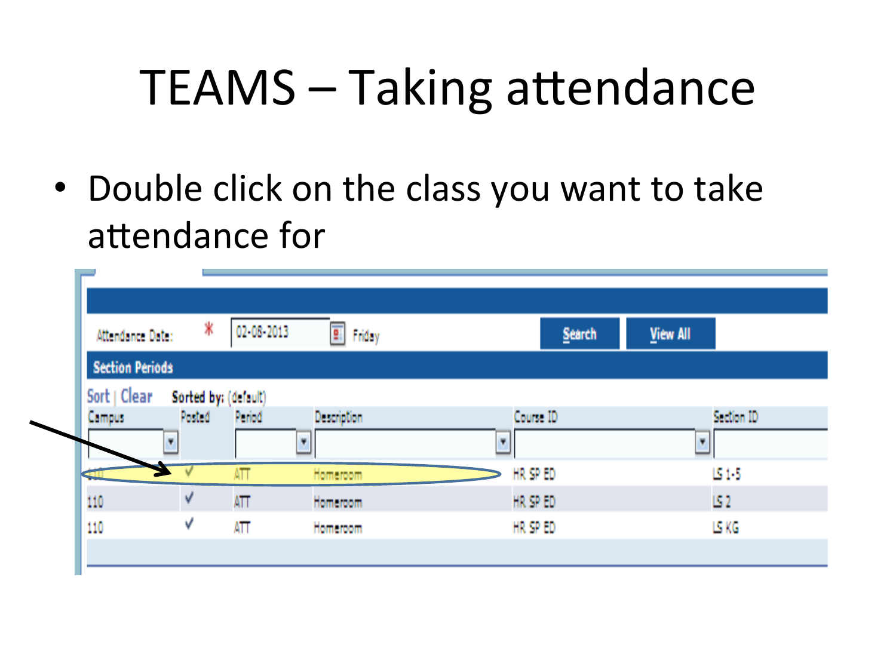# TEAMS – Taking attendance

- Double click on the class you want to take attendance for

Attendance Date: * 02-08-2013 Friday

Search | View All

**Section Periods**

Sort | Clear Sorted by: (default)

| Campus | Posted | Period | Description | Course ID | Section ID |
|---|---|---|---|---|---|
| 110 | ✓ | ATT | Homeroom | HR SP ED | LS 1-5 |
| 110 | ✓ | ATT | Homeroom | HR SP ED | LS 2 |
| 110 | ✓ | ATT | Homeroom | HR SP ED | LS KG |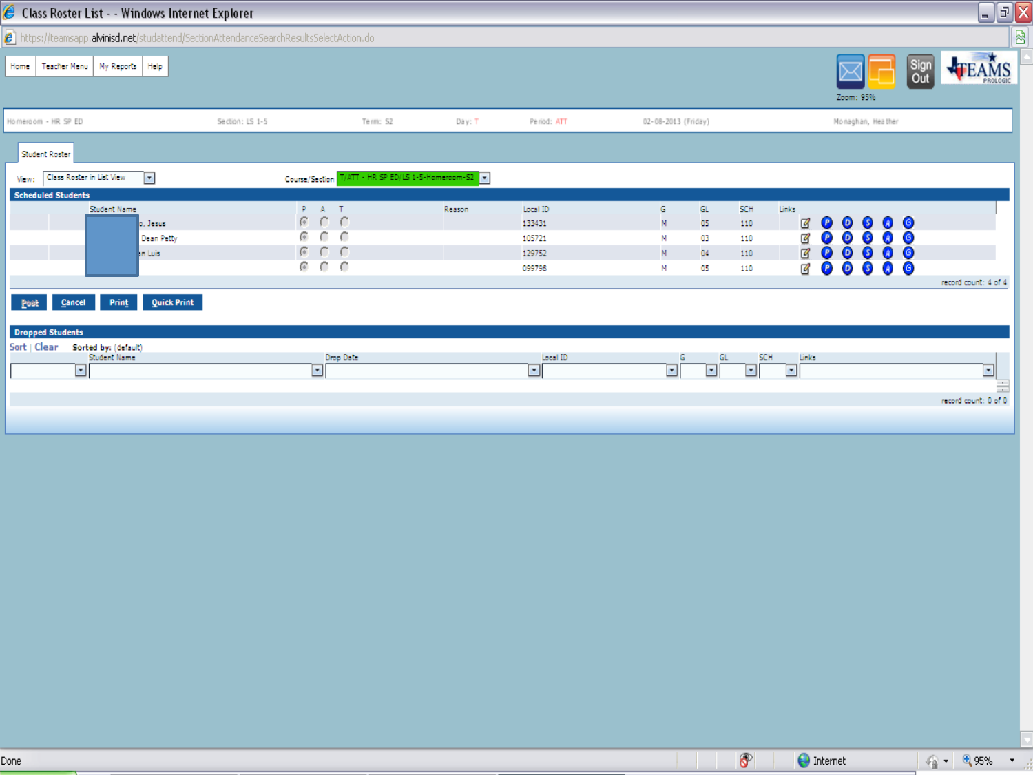Class Roster List - - Windows Internet Explorer

https://teamsapp.alvinisd.net/studattend/SectionAttendanceSearchResultsSelectAction.do

Home | Teacher Menu | My Reports | Help

Sign Out

Zoom: 95%

TEAMS PROLOGIC

Homeroom - HR SP ED | Section: LS 1-5 | Term: S2 | Day: T | Period: ATT | 02-08-2013 (Friday) | Monaghan, Heather

Student Roster

View: Class Roster in List View

Course/Section: T/ATT - HR SP ED/LS 1-5-Homeroom-S2

**Scheduled Students**

| Student Name | P | A | T | Reason | Local ID | G | GL | SCH | Links |
|---|---|---|---|---|---|---|---|---|---|
| , Jesus | ◉ | ○ | ○ | | 133431 | M | 05 | 110 | P D S A G |
| Dean Petty | ◉ | ○ | ○ | | 105721 | M | 03 | 110 | P D S A G |
| n Luis | ◉ | ○ | ○ | | 129752 | M | 04 | 110 | P D S A G |
| | ◉ | ○ | ○ | | 099798 | M | 05 | 110 | P D S A G |

record count: 4 of 4

Post | Cancel | Print | Quick Print

**Dropped Students**

Sort | Clear Sorted by: (default)

| Student Name | Drop Date | Local ID | G | GL | SCH | Links |
|---|---|---|---|---|---|---|

record count: 0 of 0

Done | Internet | 95%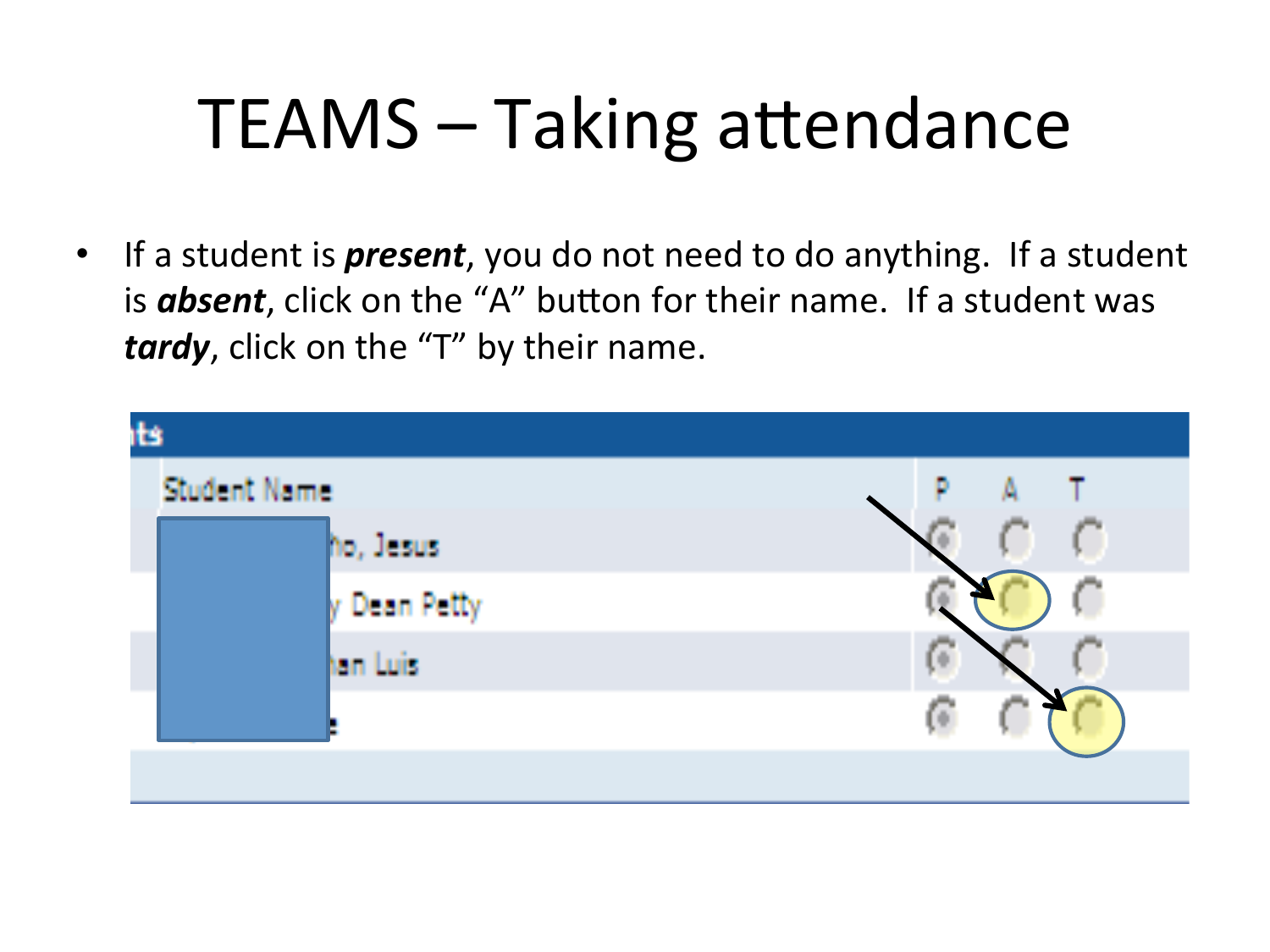# TEAMS – Taking attendance

- If a student is ***present***, you do not need to do anything. If a student is ***absent***, click on the “A” button for their name. If a student was ***tardy***, click on the “T” by their name.

| Student Name | P | A | T |
|---|---|---|---|
| ho, Jesus | | | |
| y Dean Petty | | | |
| an Luis | | | |
| e | | | |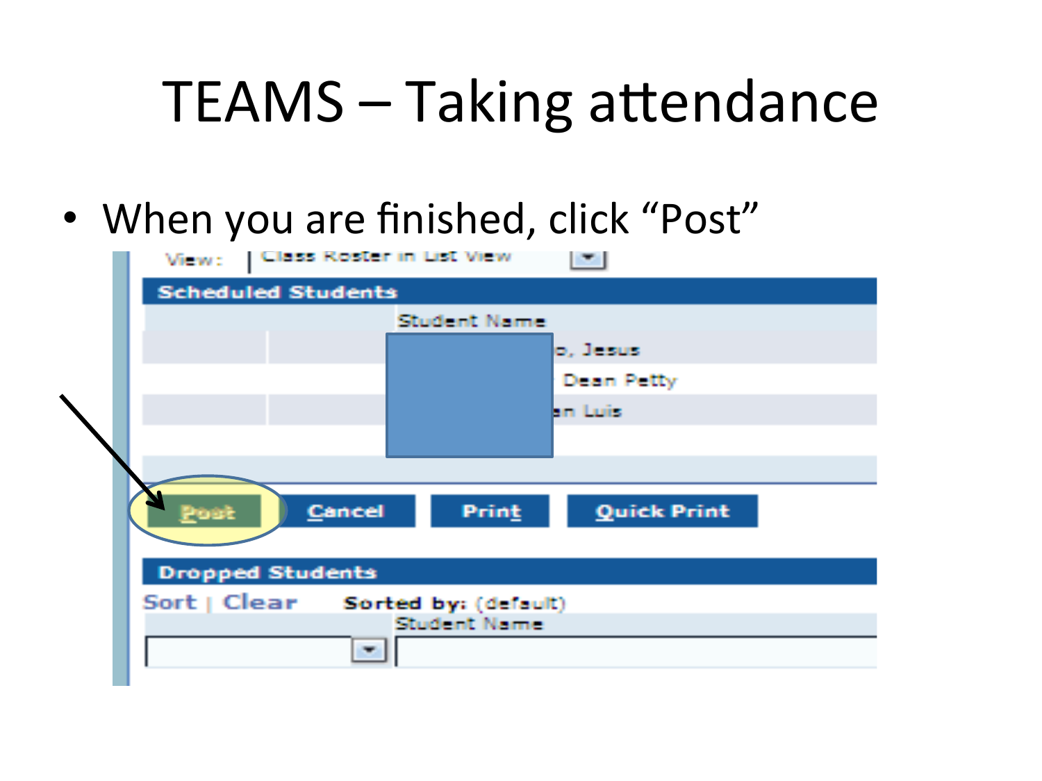# TEAMS – Taking attendance

- When you are finished, click "Post"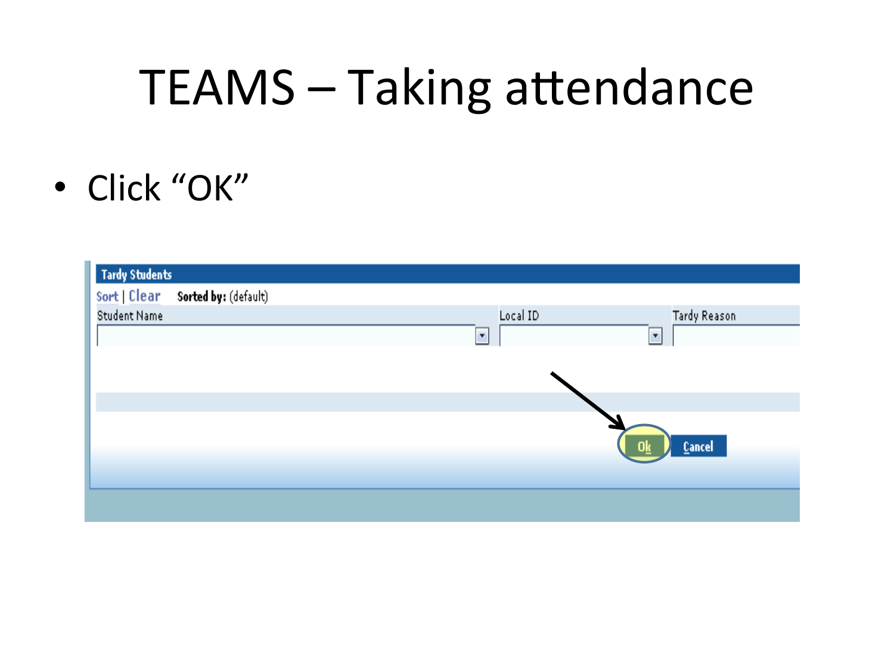# TEAMS – Taking attendance

- Click “OK”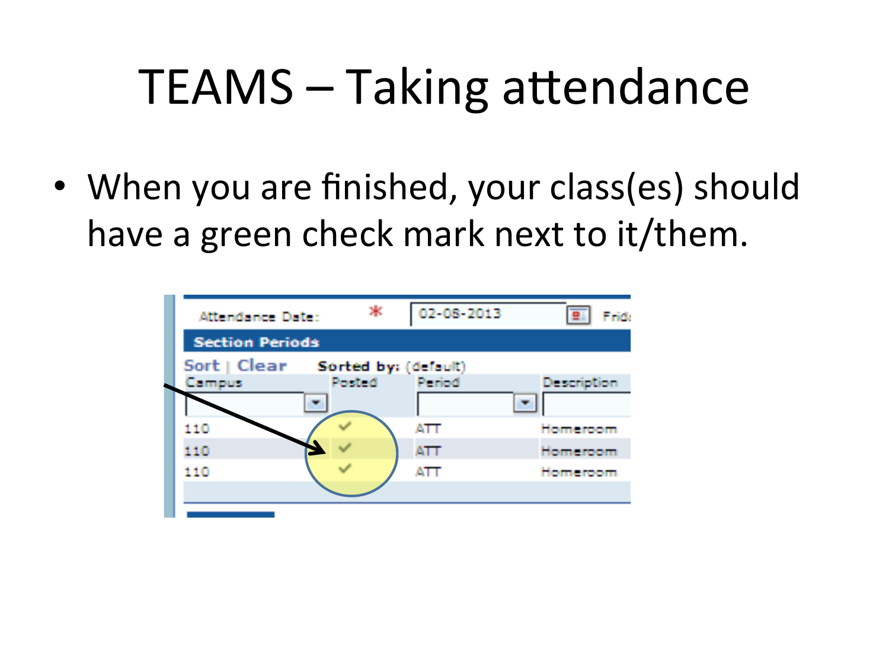# TEAMS – Taking attendance

- When you are finished, your class(es) should have a green check mark next to it/them.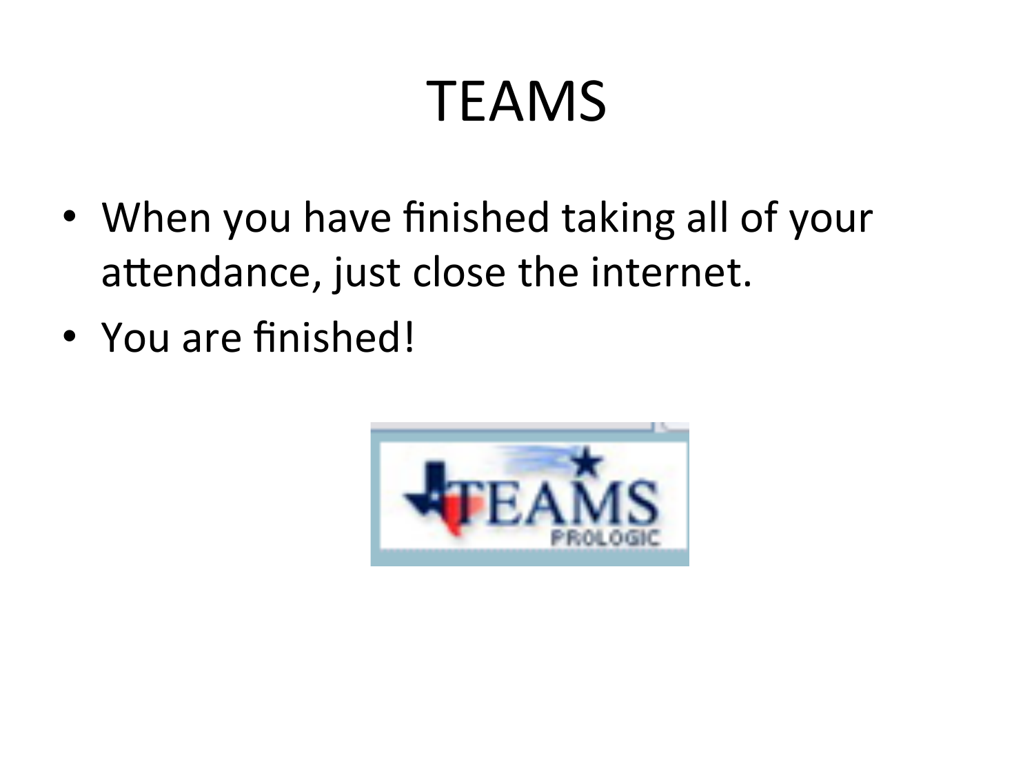# TEAMS

- When you have finished taking all of your attendance, just close the internet.
- You are finished!